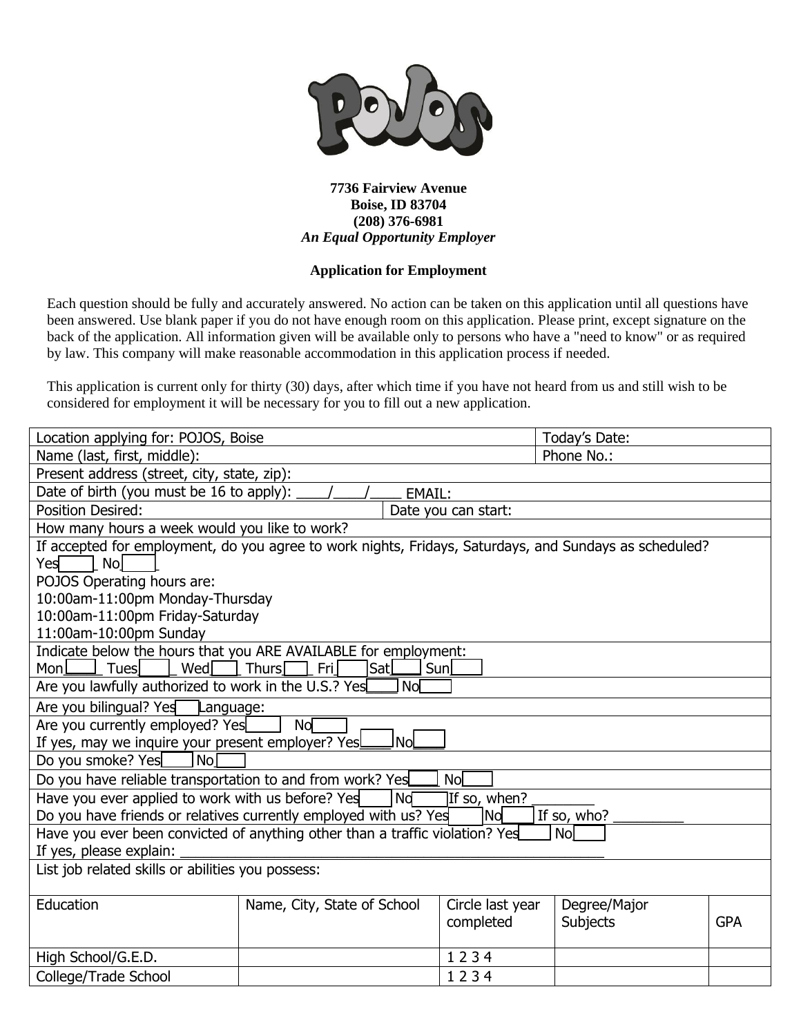**7736 Fairview Avenue**
**Boise, ID 83704**
**(208) 376-6981**
***An Equal Opportunity Employer***

**Application for Employment**

Each question should be fully and accurately answered. No action can be taken on this application until all questions have been answered. Use blank paper if you do not have enough room on this application. Please print, except signature on the back of the application. All information given will be available only to persons who have a "need to know" or as required by law. This company will make reasonable accommodation in this application process if needed.

This application is current only for thirty (30) days, after which time if you have not heard from us and still wish to be considered for employment it will be necessary for you to fill out a new application.

| | |
|---|---|
| Location applying for: POJOS, Boise | Today's Date: |
| Name (last, first, middle): | Phone No.: |
| Present address (street, city, state, zip): | |
| Date of birth (you must be 16 to apply): ____/____/____ EMAIL: | |
| Position Desired: | Date you can start: |
| How many hours a week would you like to work? | |
| If accepted for employment, do you agree to work nights, Fridays, Saturdays, and Sundays as scheduled? Yes____ No____<br>POJOS Operating hours are:<br>10:00am-11:00pm Monday-Thursday<br>10:00am-11:00pm Friday-Saturday<br>11:00am-10:00pm Sunday | |
| Indicate below the hours that you ARE AVAILABLE for employment:<br>Mon____ Tues____ Wed____ Thurs____ Fri____ Sat____ Sun____ | |
| Are you lawfully authorized to work in the U.S.? Yes____ No____ | |
| Are you bilingual? Yes____ Language: | |
| Are you currently employed? Yes____ No____<br>If yes, may we inquire your present employer? Yes____ No____ | |
| Do you smoke? Yes____ No____ | |
| Do you have reliable transportation to and from work? Yes____ No____ | |
| Have you ever applied to work with us before? Yes____ No____ If so, when? ________<br>Do you have friends or relatives currently employed with us? Yes____ No____ If so, who? _________ | |
| Have you ever been convicted of anything other than a traffic violation? Yes____ No____<br>If yes, please explain: ____________________ | |
| List job related skills or abilities you possess: | |

| Education | Name, City, State of School | Circle last year completed | Degree/Major Subjects | GPA |
|---|---|---|---|---|
| High School/G.E.D. | | 1 2 3 4 | | |
| College/Trade School | | 1 2 3 4 | | |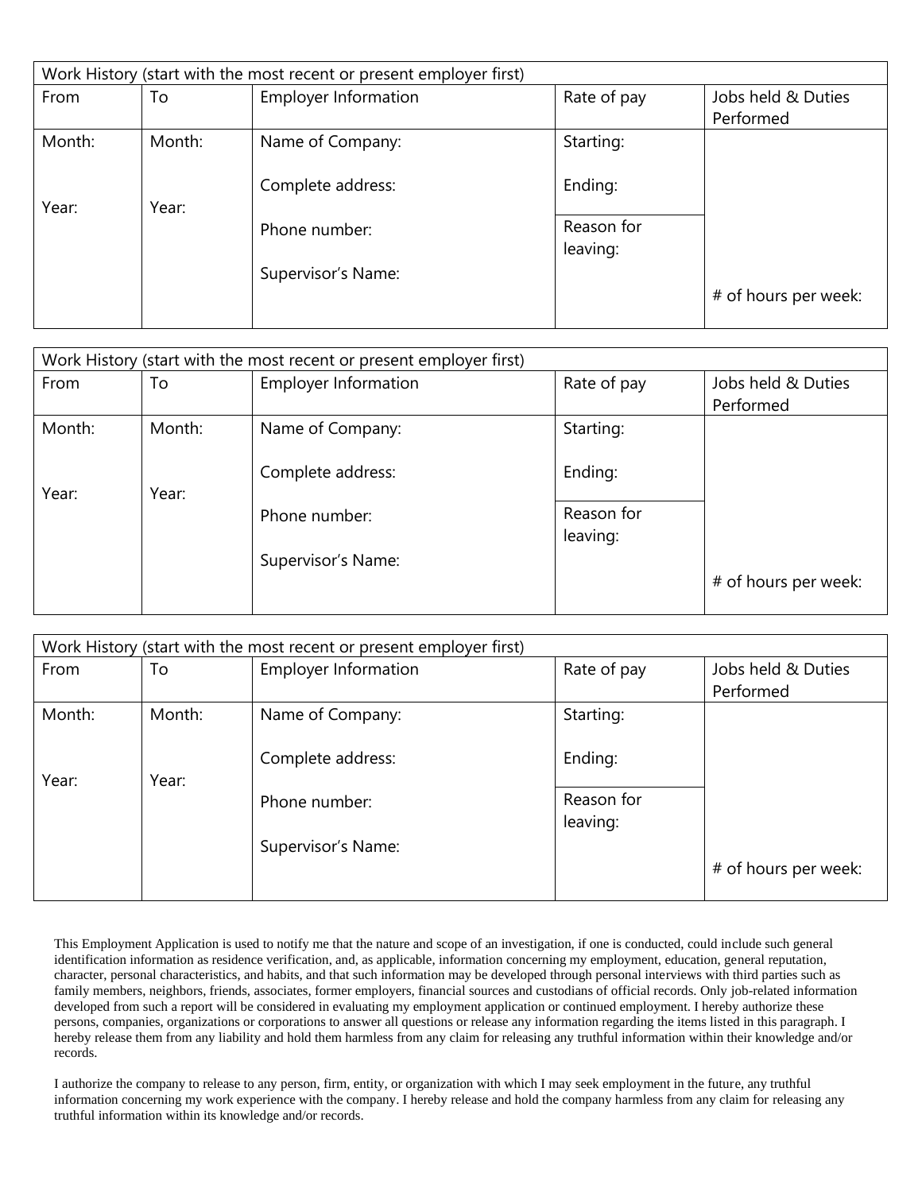| Work History (start with the most recent or present employer first) | | | | |
|---|---|---|---|---|
| From | To | Employer Information | Rate of pay | Jobs held & Duties Performed |
| Month:<br><br>Year: | Month:<br><br>Year: | Name of Company:<br><br>Complete address:<br><br>Phone number:<br><br>Supervisor's Name: | Starting:<br><br>Ending:<br><br>Reason for leaving: | <br><br><br><br># of hours per week: |

| Work History (start with the most recent or present employer first) | | | | |
|---|---|---|---|---|
| From | To | Employer Information | Rate of pay | Jobs held & Duties Performed |
| Month:<br><br>Year: | Month:<br><br>Year: | Name of Company:<br><br>Complete address:<br><br>Phone number:<br><br>Supervisor's Name: | Starting:<br><br>Ending:<br><br>Reason for leaving: | <br><br><br><br># of hours per week: |

| Work History (start with the most recent or present employer first) | | | | |
|---|---|---|---|---|
| From | To | Employer Information | Rate of pay | Jobs held & Duties Performed |
| Month:<br><br>Year: | Month:<br><br>Year: | Name of Company:<br><br>Complete address:<br><br>Phone number:<br><br>Supervisor's Name: | Starting:<br><br>Ending:<br><br>Reason for leaving: | <br><br><br><br># of hours per week: |

This Employment Application is used to notify me that the nature and scope of an investigation, if one is conducted, could include such general identification information as residence verification, and, as applicable, information concerning my employment, education, general reputation, character, personal characteristics, and habits, and that such information may be developed through personal interviews with third parties such as family members, neighbors, friends, associates, former employers, financial sources and custodians of official records. Only job-related information developed from such a report will be considered in evaluating my employment application or continued employment. I hereby authorize these persons, companies, organizations or corporations to answer all questions or release any information regarding the items listed in this paragraph. I hereby release them from any liability and hold them harmless from any claim for releasing any truthful information within their knowledge and/or records.

I authorize the company to release to any person, firm, entity, or organization with which I may seek employment in the future, any truthful information concerning my work experience with the company. I hereby release and hold the company harmless from any claim for releasing any truthful information within its knowledge and/or records.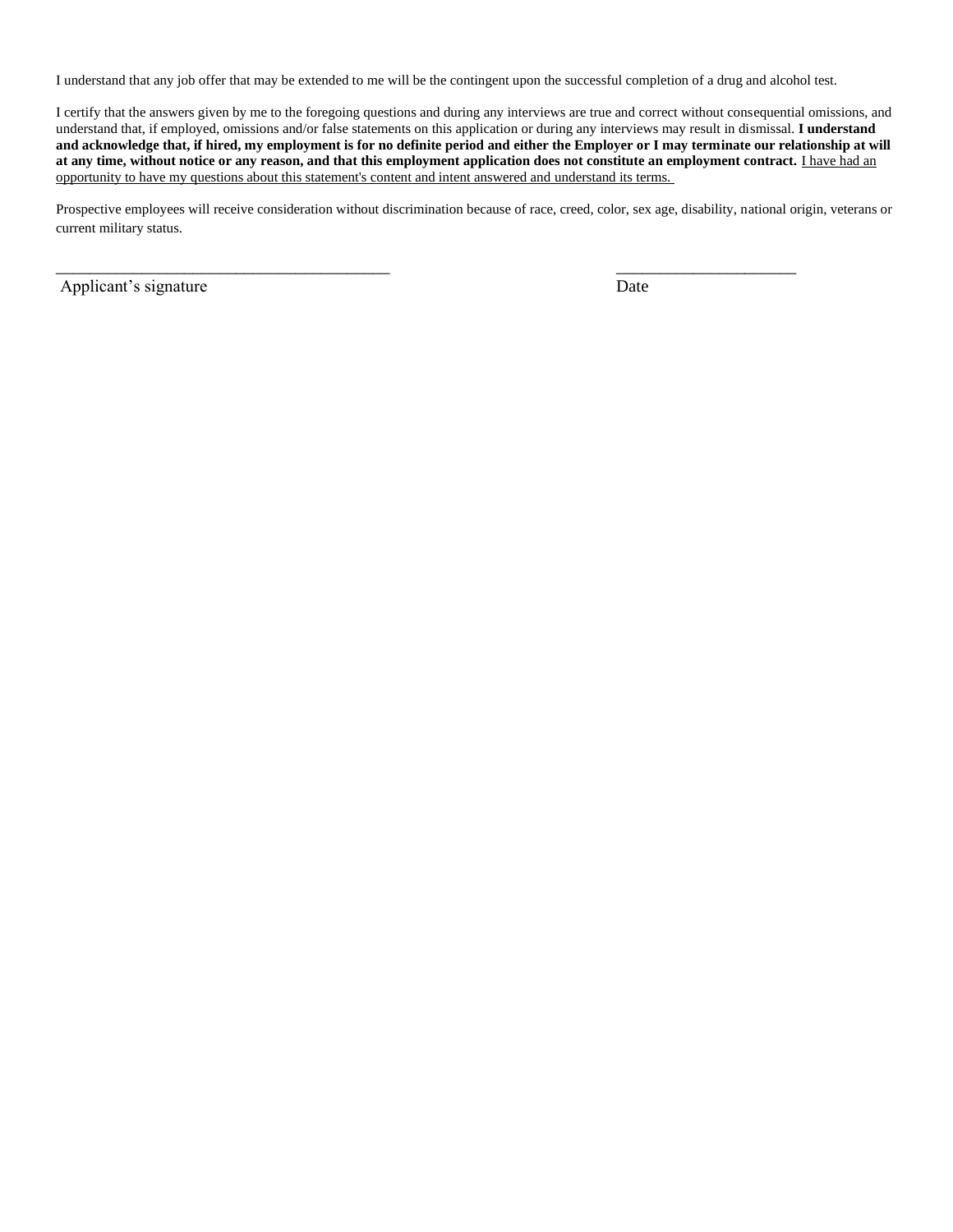I understand that any job offer that may be extended to me will be the contingent upon the successful completion of a drug and alcohol test.

I certify that the answers given by me to the foregoing questions and during any interviews are true and correct without consequential omissions, and understand that, if employed, omissions and/or false statements on this application or during any interviews may result in dismissal. **I understand and acknowledge that, if hired, my employment is for no definite period and either the Employer or I may terminate our relationship at will at any time, without notice or any reason, and that this employment application does not constitute an employment contract.** <u>I have had an opportunity to have my questions about this statement's content and intent answered and understand its terms.</u>

Prospective employees will receive consideration without discrimination because of race, creed, color, sex age, disability, national origin, veterans or current military status.

\_\_\_\_\_\_\_\_\_\_\_\_\_\_\_\_\_\_\_\_\_\_\_\_\_\_\_\_\_\_\_\_\_\_\_\_\_\_\_\_\_\_ \_\_\_\_\_\_\_\_\_\_\_\_\_\_\_\_\_\_\_\_\_\_\_

Applicant's signature Date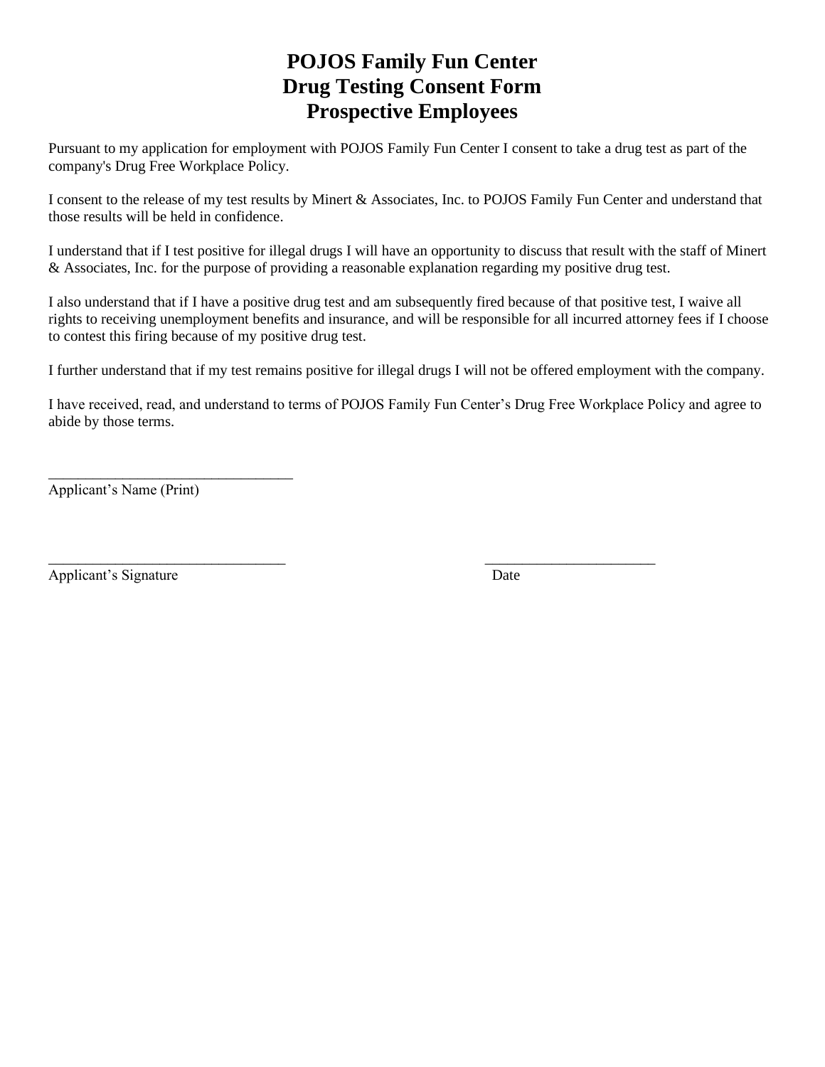# POJOS Family Fun Center
# Drug Testing Consent Form
# Prospective Employees

Pursuant to my application for employment with POJOS Family Fun Center I consent to take a drug test as part of the company's Drug Free Workplace Policy.

I consent to the release of my test results by Minert & Associates, Inc. to POJOS Family Fun Center and understand that those results will be held in confidence.

I understand that if I test positive for illegal drugs I will have an opportunity to discuss that result with the staff of Minert & Associates, Inc. for the purpose of providing a reasonable explanation regarding my positive drug test.

I also understand that if I have a positive drug test and am subsequently fired because of that positive test, I waive all rights to receiving unemployment benefits and insurance, and will be responsible for all incurred attorney fees if I choose to contest this firing because of my positive drug test.

I further understand that if my test remains positive for illegal drugs I will not be offered employment with the company.

I have received, read, and understand to terms of POJOS Family Fun Center's Drug Free Workplace Policy and agree to abide by those terms.

_________________________________
Applicant's Name (Print)

________________________________ ______________________
Applicant's Signature Date